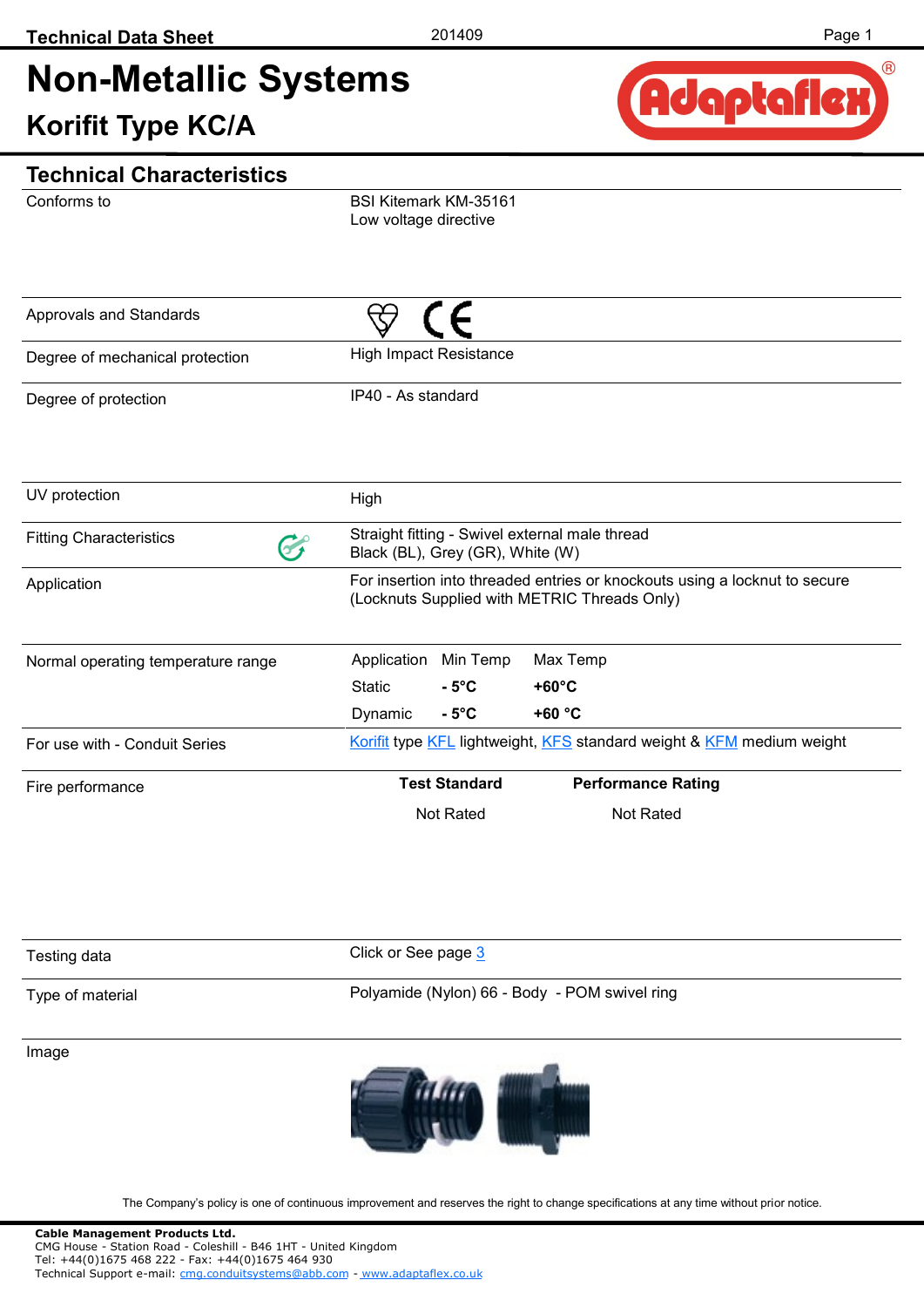# Non-Metallic Systems

## Korifit Type KC/A

### Technical Characteristics

| | |
|---|---|
| Conforms to | BSI Kitemark KM-35161<br>Low voltage directive |
| Approvals and Standards | |
| Degree of mechanical protection | High Impact Resistance |
| Degree of protection | IP40 - As standard |
| UV protection | High |
| Fitting Characteristics | Straight fitting - Swivel external male thread<br>Black (BL), Grey (GR), White (W) |
| Application | For insertion into threaded entries or knockouts using a locknut to secure (Locknuts Supplied with METRIC Threads Only) |
| Normal operating temperature range | Application / Min Temp / Max Temp<br>Static: **- 5°C** / **+60°C**<br>Dynamic: **- 5°C** / **+60 °C** |
| For use with - Conduit Series | Korifit type KFL lightweight, KFS standard weight & KFM medium weight |
| Fire performance | **Test Standard**: Not Rated<br>**Performance Rating**: Not Rated |
| Testing data | Click or See page 3 |
| Type of material | Polyamide (Nylon) 66 - Body - POM swivel ring |
| Image | |

The Company's policy is one of continuous improvement and reserves the right to change specifications at any time without prior notice.

**Cable Management Products Ltd.**
CMG House - Station Road - Coleshill - B46 1HT - United Kingdom
Tel: +44(0)1675 468 222 - Fax: +44(0)1675 464 930
Technical Support e-mail: cmg.conduitsystems@abb.com - www.adaptaflex.co.uk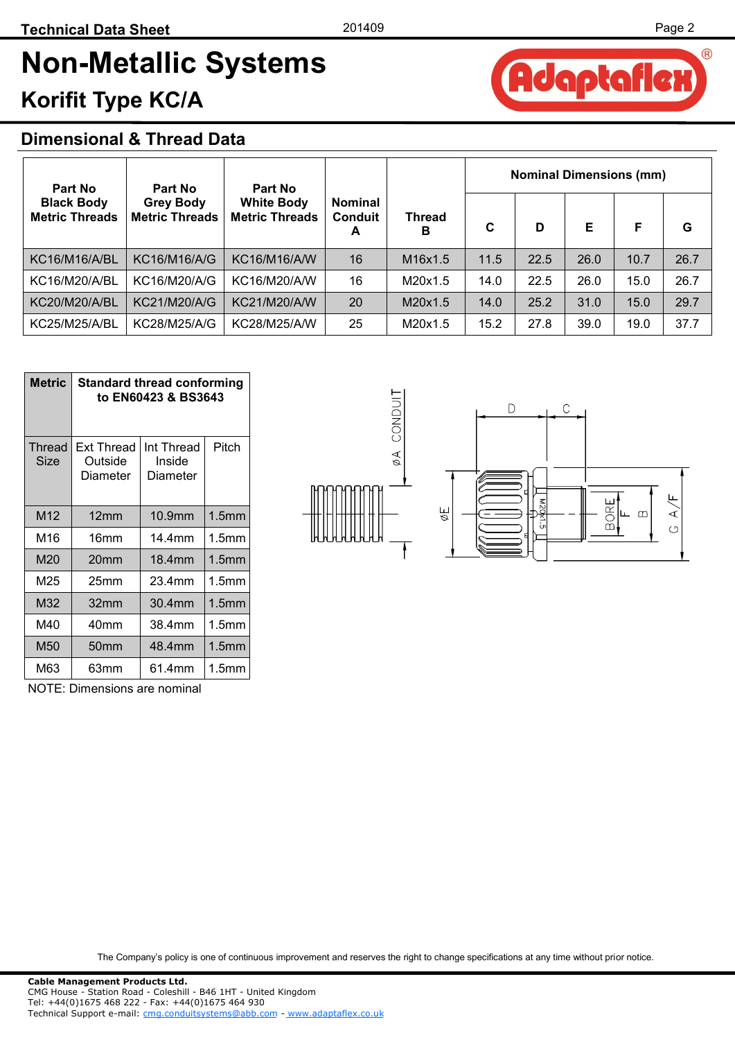# Non-Metallic Systems

## Korifit Type KC/A

### Dimensional & Thread Data

| Part No Black Body Metric Threads | Part No Grey Body Metric Threads | Part No White Body Metric Threads | Nominal Conduit A | Thread B | Nominal Dimensions (mm) | | | | |
|---|---|---|---|---|---|---|---|---|---|
| | | | | | C | D | E | F | G |
| KC16/M16/A/BL | KC16/M16/A/G | KC16/M16/A/W | 16 | M16x1.5 | 11.5 | 22.5 | 26.0 | 10.7 | 26.7 |
| KC16/M20/A/BL | KC16/M20/A/G | KC16/M20/A/W | 16 | M20x1.5 | 14.0 | 22.5 | 26.0 | 15.0 | 26.7 |
| KC20/M20/A/BL | KC21/M20/A/G | KC21/M20/A/W | 20 | M20x1.5 | 14.0 | 25.2 | 31.0 | 15.0 | 29.7 |
| KC25/M25/A/BL | KC28/M25/A/G | KC28/M25/A/W | 25 | M20x1.5 | 15.2 | 27.8 | 39.0 | 19.0 | 37.7 |

| Metric | Standard thread conforming to EN60423 & BS3643 | | |
|---|---|---|---|
| Thread Size | Ext Thread Outside Diameter | Int Thread Inside Diameter | Pitch |
| M12 | 12mm | 10.9mm | 1.5mm |
| M16 | 16mm | 14.4mm | 1.5mm |
| M20 | 20mm | 18.4mm | 1.5mm |
| M25 | 25mm | 23.4mm | 1.5mm |
| M32 | 32mm | 30.4mm | 1.5mm |
| M40 | 40mm | 38.4mm | 1.5mm |
| M50 | 50mm | 48.4mm | 1.5mm |
| M63 | 63mm | 61.4mm | 1.5mm |

NOTE: Dimensions are nominal

The Company's policy is one of continuous improvement and reserves the right to change specifications at any time without prior notice.

**Cable Management Products Ltd.**
CMG House - Station Road - Coleshill - B46 1HT - United Kingdom
Tel: +44(0)1675 468 222 - Fax: +44(0)1675 464 930
Technical Support e-mail: cmg.conduitsystems@abb.com - www.adaptaflex.co.uk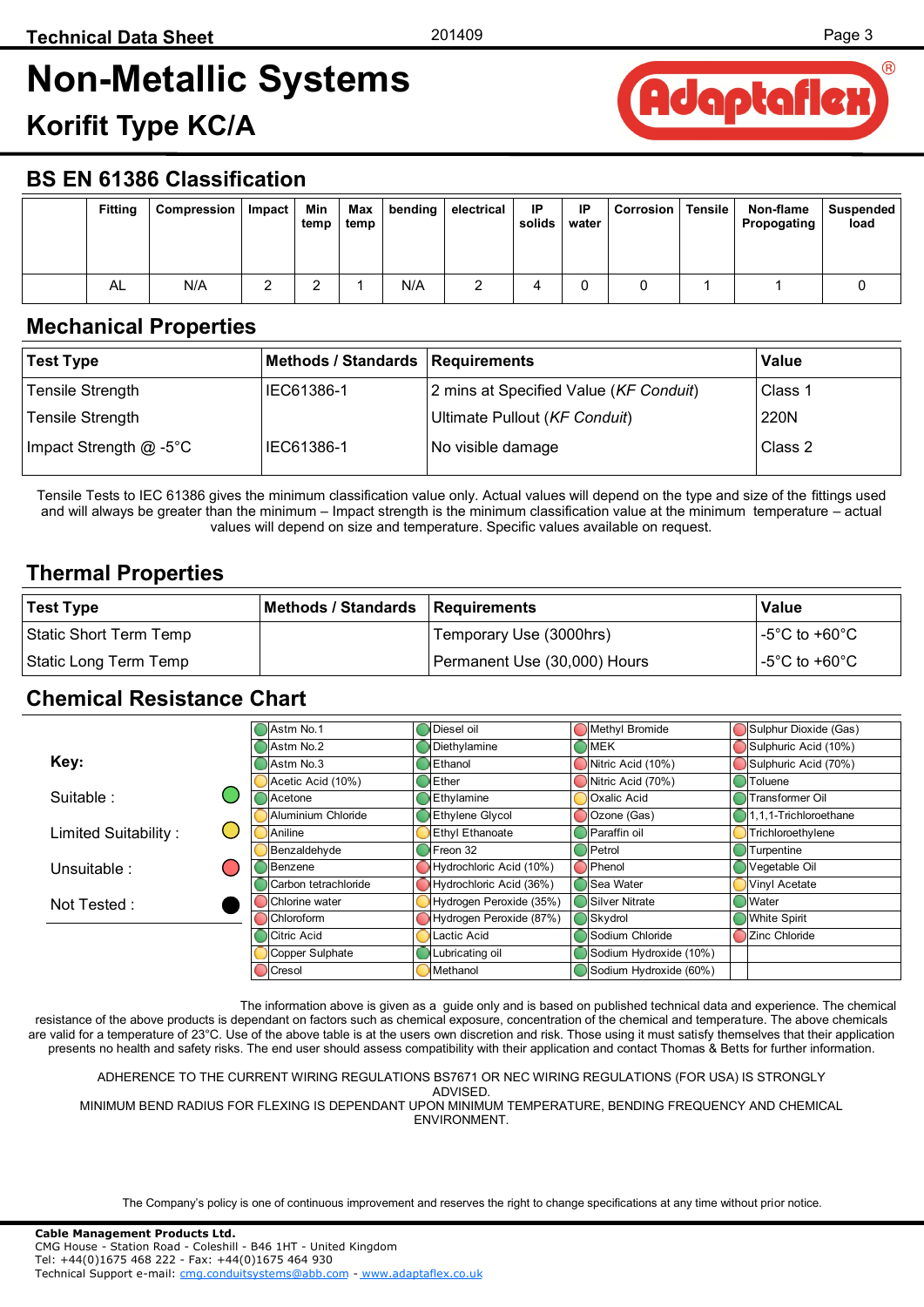# Non-Metallic Systems

## Korifit Type KC/A

## BS EN 61386 Classification

| | Fitting | Compression | Impact | Min temp | Max temp | bending | electrical | IP solids | IP water | Corrosion | Tensile | Non-flame Propogating | Suspended load |
|---|---|---|---|---|---|---|---|---|---|---|---|---|---|
| | AL | N/A | 2 | 2 | 1 | N/A | 2 | 4 | 0 | 0 | 1 | 1 | 0 |

## Mechanical Properties

| Test Type | Methods / Standards | Requirements | Value |
|---|---|---|---|
| Tensile Strength | IEC61386-1 | 2 mins at Specified Value (*KF Conduit*) | Class 1 |
| Tensile Strength | | Ultimate Pullout (*KF Conduit*) | 220N |
| Impact Strength @ -5°C | IEC61386-1 | No visible damage | Class 2 |

Tensile Tests to IEC 61386 gives the minimum classification value only. Actual values will depend on the type and size of the fittings used and will always be greater than the minimum – Impact strength is the minimum classification value at the minimum temperature – actual values will depend on size and temperature. Specific values available on request.

## Thermal Properties

| Test Type | Methods / Standards | Requirements | Value |
|---|---|---|---|
| Static Short Term Temp | | Temporary Use (3000hrs) | -5°C to +60°C |
| Static Long Term Temp | | Permanent Use (30,000) Hours | -5°C to +60°C |

## Chemical Resistance Chart

**Key:**

- Suitable : (green)
- Limited Suitability : (yellow)
- Unsuitable : (red)
- Not Tested : (black)

| | | | |
|---|---|---|---|
| Astm No.1 (Suitable) | Diesel oil (Suitable) | Methyl Bromide (Unsuitable) | Sulphur Dioxide (Gas) (Unsuitable) |
| Astm No.2 (Suitable) | Diethylamine (Suitable) | MEK (Suitable) | Sulphuric Acid (10%) (Unsuitable) |
| Astm No.3 (Suitable) | Ethanol (Suitable) | Nitric Acid (10%) (Unsuitable) | Sulphuric Acid (70%) (Unsuitable) |
| Acetic Acid (10%) (Limited Suitability) | Ether (Suitable) | Nitric Acid (70%) (Unsuitable) | Toluene (Suitable) |
| Acetone (Suitable) | Ethylamine (Suitable) | Oxalic Acid (Limited Suitability) | Transformer Oil (Suitable) |
| Aluminium Chloride (Limited Suitability) | Ethylene Glycol (Suitable) | Ozone (Gas) (Unsuitable) | 1,1,1-Trichloroethane (Suitable) |
| Aniline (Limited Suitability) | Ethyl Ethanoate (Limited Suitability) | Paraffin oil (Suitable) | Trichloroethylene (Limited Suitability) |
| Benzaldehyde (Limited Suitability) | Freon 32 (Suitable) | Petrol (Suitable) | Turpentine (Suitable) |
| Benzene (Suitable) | Hydrochloric Acid (10%) (Unsuitable) | Phenol (Unsuitable) | Vegetable Oil (Suitable) |
| Carbon tetrachloride (Suitable) | Hydrochloric Acid (36%) (Unsuitable) | Sea Water (Suitable) | Vinyl Acetate (Limited Suitability) |
| Chlorine water (Unsuitable) | Hydrogen Peroxide (35%) (Limited Suitability) | Silver Nitrate (Suitable) | Water (Suitable) |
| Chloroform (Unsuitable) | Hydrogen Peroxide (87%) (Unsuitable) | Skydrol (Suitable) | White Spirit (Suitable) |
| Citric Acid (Suitable) | Lactic Acid (Limited Suitability) | Sodium Chloride (Suitable) | Zinc Chloride (Unsuitable) |
| Copper Sulphate (Limited Suitability) | Lubricating oil (Suitable) | Sodium Hydroxide (10%) (Suitable) | |
| Cresol (Unsuitable) | Methanol (Limited Suitability) | Sodium Hydroxide (60%) (Suitable) | |

The information above is given as a guide only and is based on published technical data and experience. The chemical resistance of the above products is dependant on factors such as chemical exposure, concentration of the chemical and temperature. The above chemicals are valid for a temperature of 23C. Use of the above table is at the users own discretion and risk. Those using it must satisfy themselves that their application presents no health and safety risks. The end user should assess compatibility with their application and contact Thomas & Betts for further information.

ADHERENCE TO THE CURRENT WIRING REGULATIONS BS7671 OR NEC WIRING REGULATIONS (FOR USA) IS STRONGLY ADVISED.
MINIMUM BEND RADIUS FOR FLEXING IS DEPENDANT UPON MINIMUM TEMPERATURE, BENDING FREQUENCY AND CHEMICAL ENVIRONMENT.

The Company's policy is one of continuous improvement and reserves the right to change specifications at any time without prior notice.

**Cable Management Products Ltd.**
CMG House - Station Road - Coleshill - B46 1HT - United Kingdom
Tel: +44(0)1675 468 222 - Fax: +44(0)1675 464 930
Technical Support e-mail: cmg.conduitsystems@abb.com - www.adaptaflex.co.uk